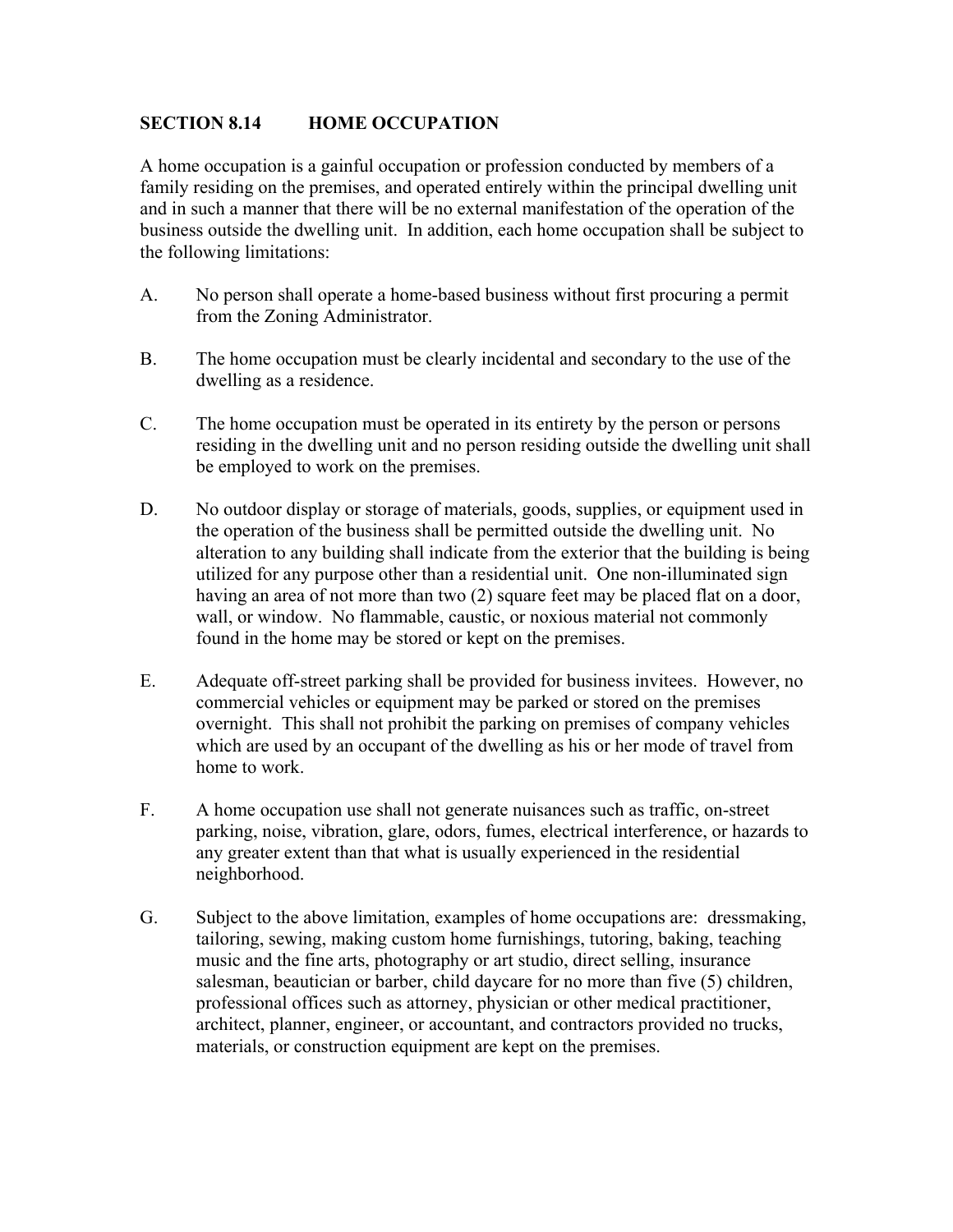## SECTION 8.14 HOME OCCUPATION

A home occupation is a gainful occupation or profession conducted by members of a family residing on the premises, and operated entirely within the principal dwelling unit and in such a manner that there will be no external manifestation of the operation of the business outside the dwelling unit. In addition, each home occupation shall be subject to the following limitations:

A. No person shall operate a home-based business without first procuring a permit from the Zoning Administrator.

B. The home occupation must be clearly incidental and secondary to the use of the dwelling as a residence.

C. The home occupation must be operated in its entirety by the person or persons residing in the dwelling unit and no person residing outside the dwelling unit shall be employed to work on the premises.

D. No outdoor display or storage of materials, goods, supplies, or equipment used in the operation of the business shall be permitted outside the dwelling unit. No alteration to any building shall indicate from the exterior that the building is being utilized for any purpose other than a residential unit. One non-illuminated sign having an area of not more than two (2) square feet may be placed flat on a door, wall, or window. No flammable, caustic, or noxious material not commonly found in the home may be stored or kept on the premises.

E. Adequate off-street parking shall be provided for business invitees. However, no commercial vehicles or equipment may be parked or stored on the premises overnight. This shall not prohibit the parking on premises of company vehicles which are used by an occupant of the dwelling as his or her mode of travel from home to work.

F. A home occupation use shall not generate nuisances such as traffic, on-street parking, noise, vibration, glare, odors, fumes, electrical interference, or hazards to any greater extent than that what is usually experienced in the residential neighborhood.

G. Subject to the above limitation, examples of home occupations are: dressmaking, tailoring, sewing, making custom home furnishings, tutoring, baking, teaching music and the fine arts, photography or art studio, direct selling, insurance salesman, beautician or barber, child daycare for no more than five (5) children, professional offices such as attorney, physician or other medical practitioner, architect, planner, engineer, or accountant, and contractors provided no trucks, materials, or construction equipment are kept on the premises.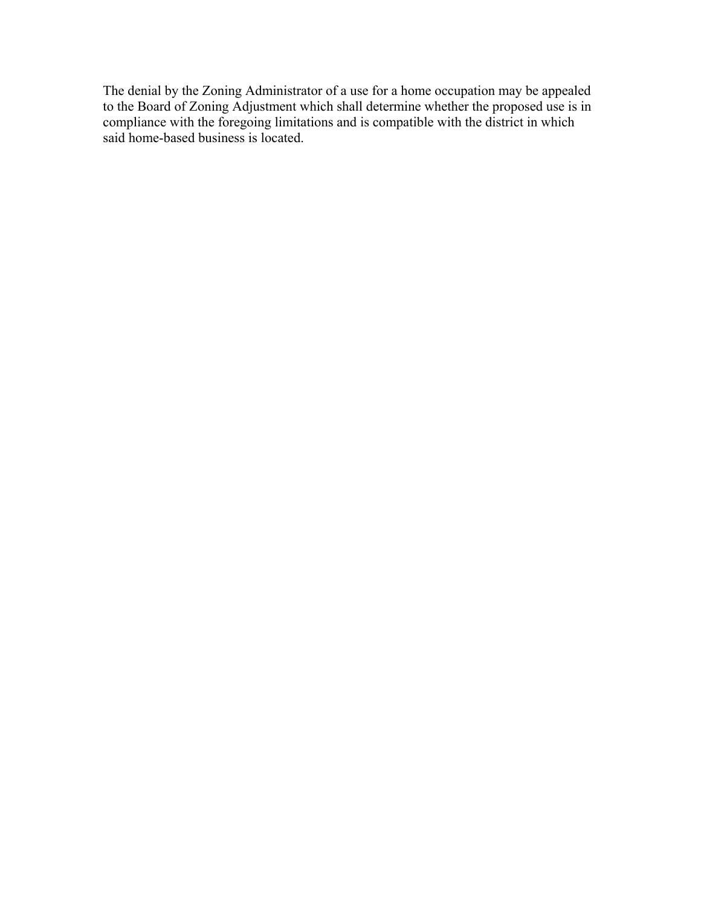The denial by the Zoning Administrator of a use for a home occupation may be appealed to the Board of Zoning Adjustment which shall determine whether the proposed use is in compliance with the foregoing limitations and is compatible with the district in which said home-based business is located.